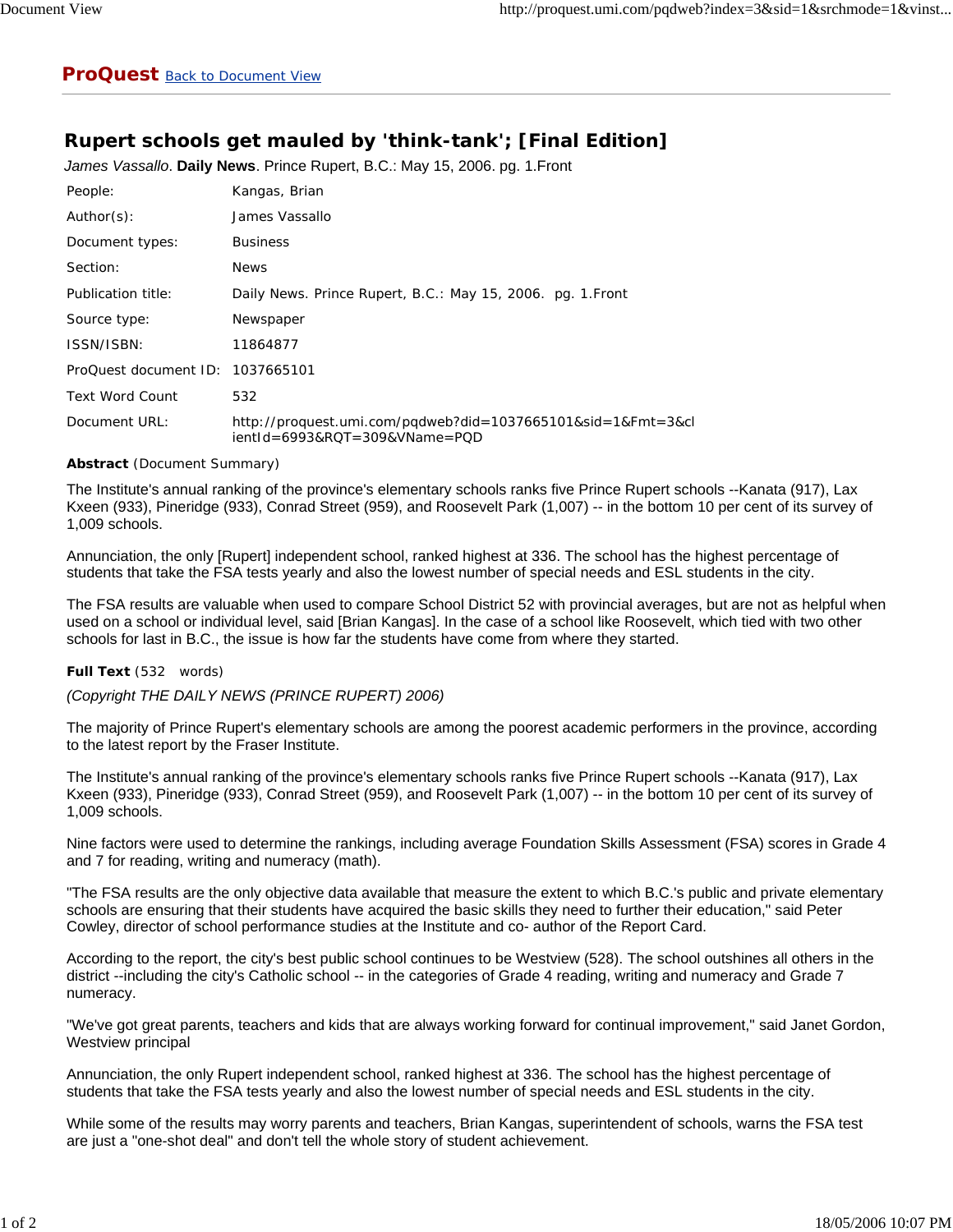**ProQuest** Back to Document View

# Rupert schools get mauled by 'think-tank'; [Final Edition]

*James Vassallo*. **Daily News**. Prince Rupert, B.C.: May 15, 2006. pg. 1.Front

| | |
|---|---|
| People: | Kangas, Brian |
| Author(s): | James Vassallo |
| Document types: | Business |
| Section: | News |
| Publication title: | Daily News. Prince Rupert, B.C.: May 15, 2006. pg. 1.Front |
| Source type: | Newspaper |
| ISSN/ISBN: | 11864877 |
| ProQuest document ID: | 1037665101 |
| Text Word Count | 532 |
| Document URL: | http://proquest.umi.com/pqdweb?did=1037665101&sid=1&Fmt=3&clientId=6993&RQT=309&VName=PQD |

**Abstract** (Document Summary)

The Institute's annual ranking of the province's elementary schools ranks five Prince Rupert schools --Kanata (917), Lax Kxeen (933), Pineridge (933), Conrad Street (959), and Roosevelt Park (1,007) -- in the bottom 10 per cent of its survey of 1,009 schools.

Annunciation, the only [Rupert] independent school, ranked highest at 336. The school has the highest percentage of students that take the FSA tests yearly and also the lowest number of special needs and ESL students in the city.

The FSA results are valuable when used to compare School District 52 with provincial averages, but are not as helpful when used on a school or individual level, said [Brian Kangas]. In the case of a school like Roosevelt, which tied with two other schools for last in B.C., the issue is how far the students have come from where they started.

**Full Text** (532 words)

*(Copyright THE DAILY NEWS (PRINCE RUPERT) 2006)*

The majority of Prince Rupert's elementary schools are among the poorest academic performers in the province, according to the latest report by the Fraser Institute.

The Institute's annual ranking of the province's elementary schools ranks five Prince Rupert schools --Kanata (917), Lax Kxeen (933), Pineridge (933), Conrad Street (959), and Roosevelt Park (1,007) -- in the bottom 10 per cent of its survey of 1,009 schools.

Nine factors were used to determine the rankings, including average Foundation Skills Assessment (FSA) scores in Grade 4 and 7 for reading, writing and numeracy (math).

"The FSA results are the only objective data available that measure the extent to which B.C.'s public and private elementary schools are ensuring that their students have acquired the basic skills they need to further their education," said Peter Cowley, director of school performance studies at the Institute and co- author of the Report Card.

According to the report, the city's best public school continues to be Westview (528). The school outshines all others in the district --including the city's Catholic school -- in the categories of Grade 4 reading, writing and numeracy and Grade 7 numeracy.

"We've got great parents, teachers and kids that are always working forward for continual improvement," said Janet Gordon, Westview principal

Annunciation, the only Rupert independent school, ranked highest at 336. The school has the highest percentage of students that take the FSA tests yearly and also the lowest number of special needs and ESL students in the city.

While some of the results may worry parents and teachers, Brian Kangas, superintendent of schools, warns the FSA test are just a "one-shot deal" and don't tell the whole story of student achievement.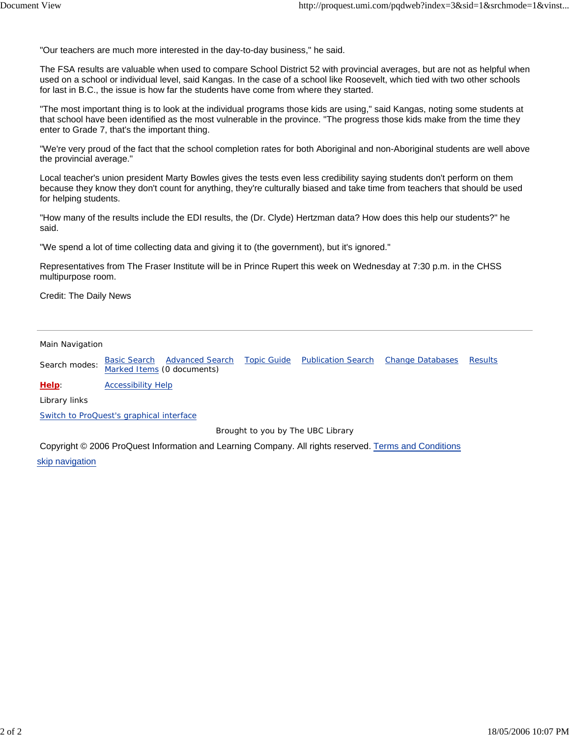"Our teachers are much more interested in the day-to-day business," he said.

The FSA results are valuable when used to compare School District 52 with provincial averages, but are not as helpful when used on a school or individual level, said Kangas. In the case of a school like Roosevelt, which tied with two other schools for last in B.C., the issue is how far the students have come from where they started.

"The most important thing is to look at the individual programs those kids are using," said Kangas, noting some students at that school have been identified as the most vulnerable in the province. "The progress those kids make from the time they enter to Grade 7, that's the important thing.

"We're very proud of the fact that the school completion rates for both Aboriginal and non-Aboriginal students are well above the provincial average."

Local teacher's union president Marty Bowles gives the tests even less credibility saying students don't perform on them because they know they don't count for anything, they're culturally biased and take time from teachers that should be used for helping students.

"How many of the results include the EDI results, the (Dr. Clyde) Hertzman data? How does this help our students?" he said.

"We spend a lot of time collecting data and giving it to (the government), but it's ignored."

Representatives from The Fraser Institute will be in Prince Rupert this week on Wednesday at 7:30 p.m. in the CHSS multipurpose room.

Credit: The Daily News

---

Main Navigation

Search modes: Basic Search Advanced Search Topic Guide Publication Search Change Databases Results Marked Items (0 documents)

**Help**: Accessibility Help

Library links

Switch to ProQuest's graphical interface

Brought to you by The UBC Library

Copyright © 2006 ProQuest Information and Learning Company. All rights reserved. Terms and Conditions

skip navigation